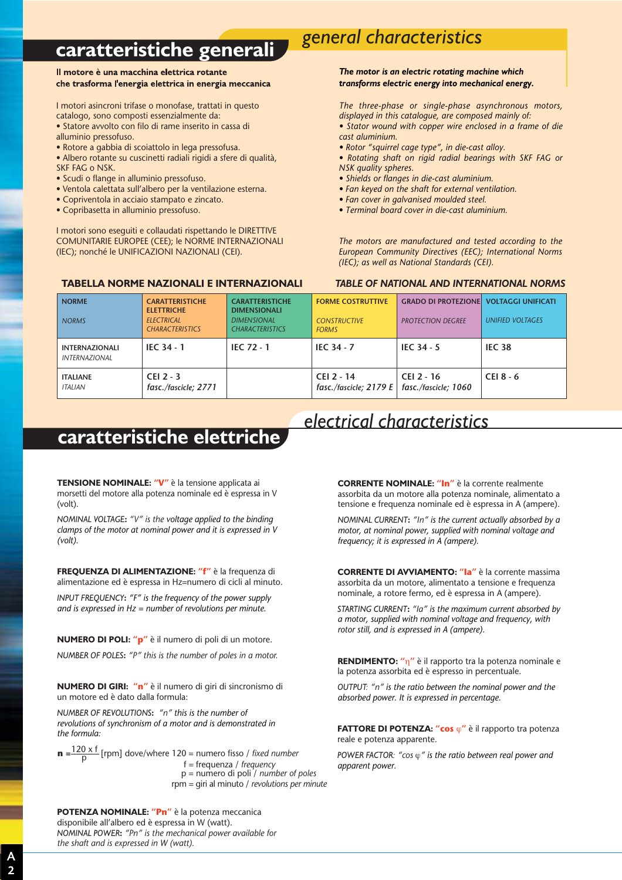## caratteristiche generali

## general characteristics

**Il motore è una macchina elettrica rotante che trasforma l'energia elettrica in energia meccanica**

I motori asincroni trifase o monofase, trattati in questo catalogo, sono composti essenzialmente da:

- Statore avvolto con filo di rame inserito in cassa di alluminio pressofuso.
- Rotore a gabbia di scoiattolo in lega pressofusa.
- Albero rotante su cuscinetti radiali rigidi a sfere di qualità, SKF FAG o NSK.
- Scudi o flange in alluminio pressofuso.
- Ventola calettata sull'albero per la ventilazione esterna.
- Copriventola in acciaio stampato e zincato.
- Copribasetta in alluminio pressofuso.

I motori sono eseguiti e collaudati rispettando le DIRETTIVE COMUNITARIE EUROPEE (CEE); le NORME INTERNAZIONALI (IEC); nonché le UNIFICAZIONI NAZIONALI (CEI).

***The motor is an electric rotating machine which transforms electric energy into mechanical energy.***

*The three-phase or single-phase asynchronous motors, displayed in this catalogue, are composed mainly of:*

- *Stator wound with copper wire enclosed in a frame of die cast aluminium.*
- *Rotor "squirrel cage type", in die-cast alloy.*
- *Rotating shaft on rigid radial bearings with SKF FAG or NSK quality spheres.*
- *Shields or flanges in die-cast aluminium.*
- *Fan keyed on the shaft for external ventilation.*
- *Fan cover in galvanised moulded steel.*
- *Terminal board cover in die-cast aluminium.*

*The motors are manufactured and tested according to the European Community Directives (EEC); International Norms (IEC); as well as National Standards (CEI).*

### TABELLA NORME NAZIONALI E INTERNAZIONALI / *TABLE OF NATIONAL AND INTERNATIONAL NORMS*

| NORME *NORMS* | CARATTERISTICHE ELETTRICHE *ELECTRICAL CHARACTERISTICS* | CARATTERISTICHE DIMENSIONALI *DIMENSIONAL CHARACTERISTICS* | FORME COSTRUTTIVE *CONSTRUCTIVE FORMS* | GRADO DI PROTEZIONE *PROTECTION DEGREE* | VOLTAGGI UNIFICATI *UNIFIED VOLTAGES* |
|---|---|---|---|---|---|
| INTERNAZIONALI *INTERNAZIONAL* | IEC 34 - 1 | IEC 72 - 1 | IEC 34 - 7 | IEC 34 - 5 | IEC 38 |
| ITALIANE *ITALIAN* | CEI 2 - 3 *fasc./fascicle; 2771* | | CEI 2 - 14 *fasc./fascicle; 2179 E* | CEI 2 - 16 *fasc./fascicle; 1060* | CEI 8 - 6 |

## caratteristiche elettriche

## electrical characteristics

**TENSIONE NOMINALE: "V"** è la tensione applicata ai morsetti del motore alla potenza nominale ed è espressa in V (volt).

*NOMINAL VOLTAGE: "V" is the voltage applied to the binding clamps of the motor at nominal power and it is expressed in V (volt).*

**FREQUENZA DI ALIMENTAZIONE: "f"** è la frequenza di alimentazione ed è espressa in Hz=numero di cicli al minuto.

*INPUT FREQUENCY: "F" is the frequency of the power supply and is expressed in Hz = number of revolutions per minute.*

**NUMERO DI POLI: "p"** è il numero di poli di un motore.

*NUMBER OF POLES: "P" this is the number of poles in a motor.*

**NUMERO DI GIRI: "n"** è il numero di giri di sincronismo di un motore ed è dato dalla formula:

*NUMBER OF REVOLUTIONS: "n" this is the number of revolutions of synchronism of a motor and is demonstrated in the formula:*

$$\mathbf{n} = \frac{120 \times f}{p} \text{ [rpm]}$$

dove/where 120 = numero fisso / *fixed number*
f = frequenza / *frequency*
p = numero di poli / *number of poles*
rpm = giri al minuto / *revolutions per minute*

**POTENZA NOMINALE: "Pn"** è la potenza meccanica disponibile all'albero ed è espressa in W (watt).
*NOMINAL POWER: "Pn" is the mechanical power available for the shaft and is expressed in W (watt).*

**CORRENTE NOMINALE: "In"** è la corrente realmente assorbita da un motore alla potenza nominale, alimentato a tensione e frequenza nominale ed è espressa in A (ampere).

*NOMINAL CURRENT: "In" is the current actually absorbed by a motor, at nominal power, supplied with nominal voltage and frequency; it is expressed in A (ampere).*

**CORRENTE DI AVVIAMENTO: "Ia"** è la corrente massima assorbita da un motore, alimentato a tensione e frequenza nominale, a rotore fermo, ed è espressa in A (ampere).

*STARTING CURRENT: "Ia" is the maximum current absorbed by a motor, supplied with nominal voltage and frequency, with rotor still, and is expressed in A (ampere).*

**RENDIMENTO: "η"** è il rapporto tra la potenza nominale e la potenza assorbita ed è espresso in percentuale.

*OUTPUT: "n" is the ratio between the nominal power and the absorbed power. It is expressed in percentage.*

**FATTORE DI POTENZA: "cos φ"** è il rapporto tra potenza reale e potenza apparente.

*POWER FACTOR: "cos φ" is the ratio between real power and apparent power.*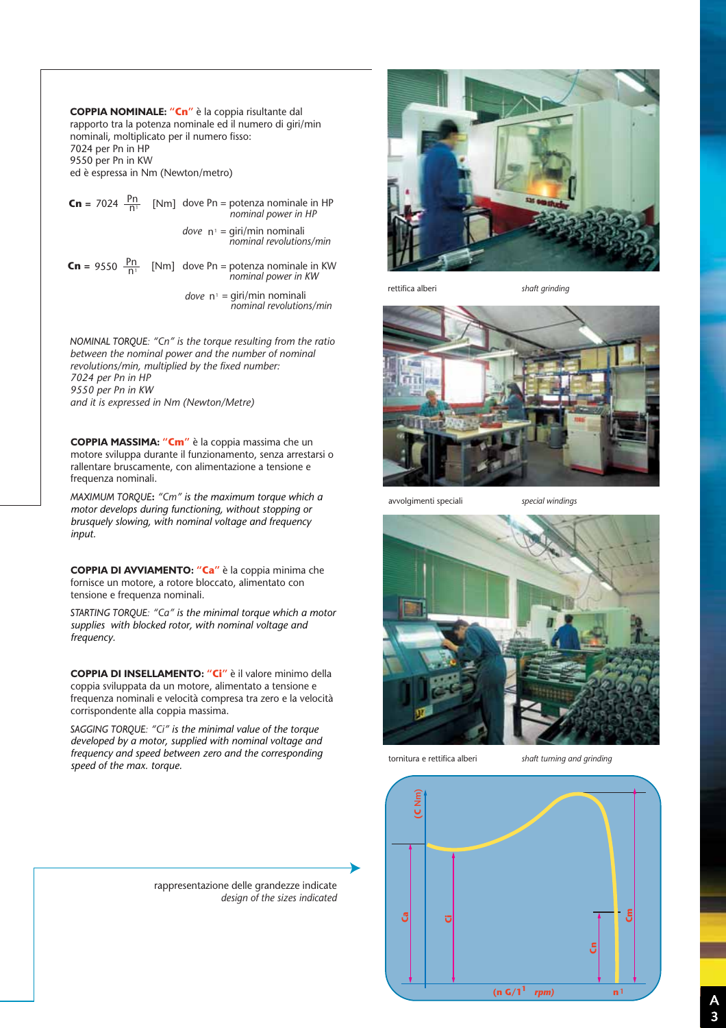**COPPIA NOMINALE: "Cn"** è la coppia risultante dal rapporto tra la potenza nominale ed il numero di giri/min nominali, moltiplicato per il numero fisso:
7024 per Pn in HP
9550 per Pn in KW
ed è espressa in Nm (Newton/metro)

$$Cn = 7024 \frac{Pn}{n^1} \quad [Nm]$$

dove Pn = potenza nominale in HP
*nominal power in HP*

dove $n^1$ = giri/min nominali
*nominal revolutions/min*

$$Cn = 9550 \frac{Pn}{n^1} \quad [Nm]$$

dove Pn = potenza nominale in KW
*nominal power in KW*

dove $n^1$ = giri/min nominali
*nominal revolutions/min*

*NOMINAL TORQUE: "Cn" is the torque resulting from the ratio between the nominal power and the number of nominal revolutions/min, multiplied by the fixed number:*
*7024 per Pn in HP*
*9550 per Pn in KW*
*and it is expressed in Nm (Newton/Metre)*

**COPPIA MASSIMA: "Cm"** è la coppia massima che un motore sviluppa durante il funzionamento, senza arrestarsi o rallentare bruscamente, con alimentazione a tensione e frequenza nominali.

*MAXIMUM TORQUE: "Cm" is the maximum torque which a motor develops during functioning, without stopping or brusquely slowing, with nominal voltage and frequency input.*

**COPPIA DI AVVIAMENTO: "Ca"** è la coppia minima che fornisce un motore, a rotore bloccato, alimentato con tensione e frequenza nominali.

*STARTING TORQUE: "Ca" is the minimal torque which a motor supplies with blocked rotor, with nominal voltage and frequency.*

**COPPIA DI INSELLAMENTO: "Ci"** è il valore minimo della coppia sviluppata da un motore, alimentato a tensione e frequenza nominali e velocità compresa tra zero e la velocità corrispondente alla coppia massima.

*SAGGING TORQUE: "Ci" is the minimal value of the torque developed by a motor, supplied with nominal voltage and frequency and speed between zero and the corresponding speed of the max. torque.*

rettifica alberi — *shaft grinding*

avvolgimenti speciali — *special windings*

tornitura e rettifica alberi — *shaft turning and grinding*

rappresentazione delle grandezze indicate
*design of the sizes indicated*

(C Nm) — Ca — Ci — Cn — Cm — (n G/1[1] rpm) — n[1]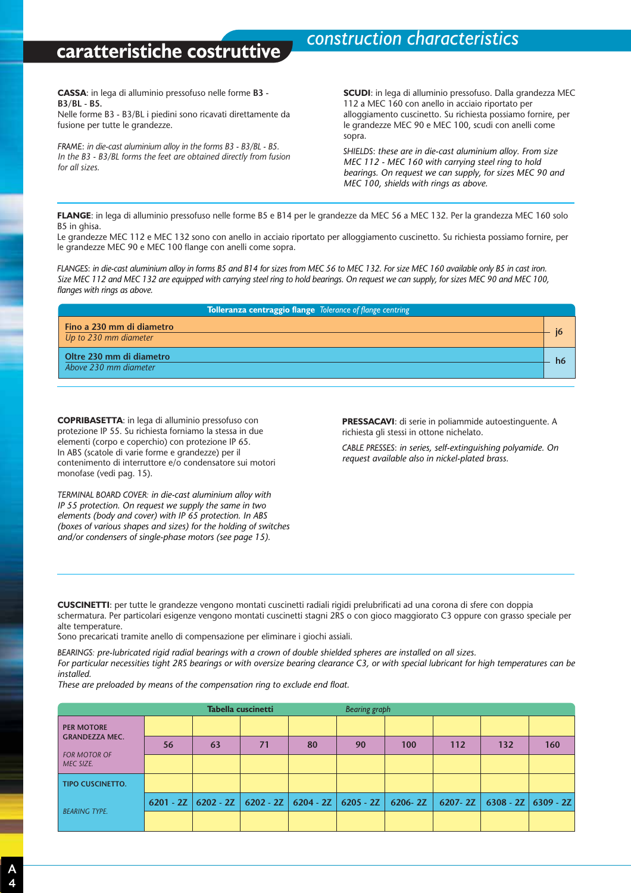# caratteristiche costruttive

## construction characteristics

**CASSA**: in lega di alluminio pressofuso nelle forme **B3 - B3/BL - B5.**
Nelle forme B3 - B3/BL i piedini sono ricavati direttamente da fusione per tutte le grandezze.

*FRAME: in die-cast aluminium alloy in the forms B3 - B3/BL - B5.*
*In the B3 - B3/BL forms the feet are obtained directly from fusion for all sizes.*

**SCUDI**: in lega di alluminio pressofuso. Dalla grandezza MEC 112 a MEC 160 con anello in acciaio riportato per alloggiamento cuscinetto. Su richiesta possiamo fornire, per le grandezze MEC 90 e MEC 100, scudi con anelli come sopra.

*SHIELDS: these are in die-cast aluminium alloy. From size MEC 112 - MEC 160 with carrying steel ring to hold bearings. On request we can supply, for sizes MEC 90 and MEC 100, shields with rings as above.*

**FLANGE**: in lega di alluminio pressofuso nelle forme B5 e B14 per le grandezze da MEC 56 a MEC 132. Per la grandezza MEC 160 solo B5 in ghisa.
Le grandezze MEC 112 e MEC 132 sono con anello in acciaio riportato per alloggiamento cuscinetto. Su richiesta possiamo fornire, per le grandezze MEC 90 e MEC 100 flange con anelli come sopra.

*FLANGES: in die-cast aluminium alloy in forms B5 and B14 for sizes from MEC 56 to MEC 132. For size MEC 160 available only B5 in cast iron.*
*Size MEC 112 and MEC 132 are equipped with carrying steel ring to hold bearings. On request we can supply, for sizes MEC 90 and MEC 100, flanges with rings as above.*

| **Tolleranza centraggio flange** *Tolerance of flange centring* | |
|---|---|
| **Fino a 230 mm di diametro** *Up to 230 mm diameter* | **j6** |
| **Oltre 230 mm di diametro** *Above 230 mm diameter* | **h6** |

**COPRIBASETTA**: in lega di alluminio pressofuso con protezione IP 55. Su richiesta forniamo la stessa in due elementi (corpo e coperchio) con protezione IP 65.
In ABS (scatole di varie forme e grandezze) per il contenimento di interruttore e/o condensatore sui motori monofase (vedi pag. 15).

*TERMINAL BOARD COVER: in die-cast aluminium alloy with IP 55 protection. On request we supply the same in two elements (body and cover) with IP 65 protection. In ABS (boxes of various shapes and sizes) for the holding of switches and/or condensers of single-phase motors (see page 15).*

**PRESSACAVI**: di serie in poliammide autoestinguente. A richiesta gli stessi in ottone nichelato.

*CABLE PRESSES: in series, self-extinguishing polyamide. On request available also in nickel-plated brass.*

**CUSCINETTI**: per tutte le grandezze vengono montati cuscinetti radiali rigidi prelubrificati ad una corona di sfere con doppia schermatura. Per particolari esigenze vengono montati cuscinetti stagni 2RS o con gioco maggiorato C3 oppure con grasso speciale per alte temperature.
Sono precaricati tramite anello di compensazione per eliminare i giochi assiali.

*BEARINGS: pre-lubricated rigid radial bearings with a crown of double shielded spheres are installed on all sizes.*
*For particular necessities tight 2RS bearings or with oversize bearing clearance C3, or with special lubricant for high temperatures can be installed.*
*These are preloaded by means of the compensation ring to exclude end float.*

| **Tabella cuscinetti** *Bearing graph* | | | | | | | | | |
|---|---|---|---|---|---|---|---|---|---|
| **PER MOTORE GRANDEZZA MEC.** *FOR MOTOR OF MEC SIZE.* | 56 | 63 | 71 | 80 | 90 | 100 | 112 | 132 | 160 |
| **TIPO CUSCINETTO.** *BEARING TYPE.* | 6201 - 2Z | 6202 - 2Z | 6202 - 2Z | 6204 - 2Z | 6205 - 2Z | 6206- 2Z | 6207- 2Z | 6308 - 2Z | 6309 - 2Z |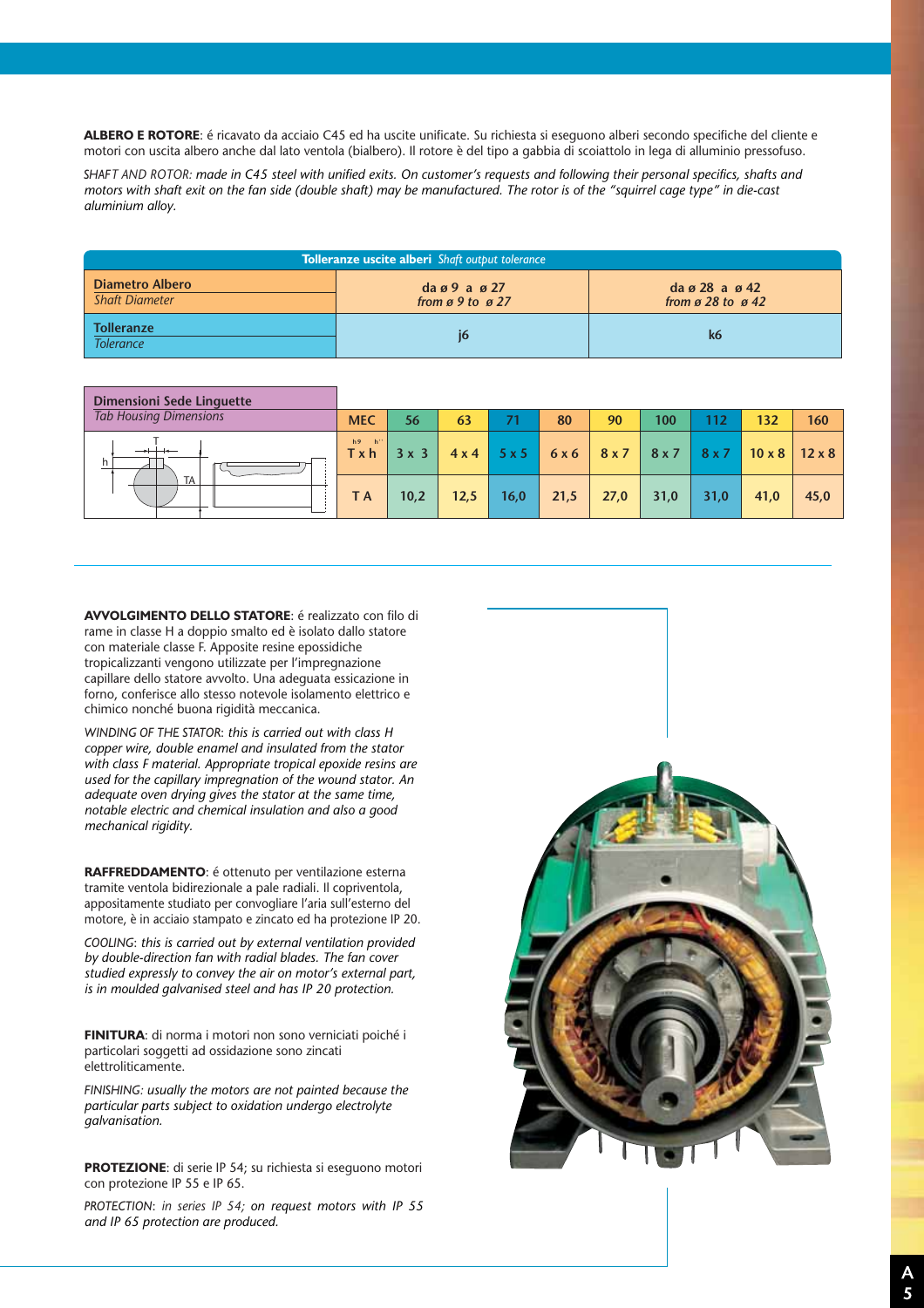**ALBERO E ROTORE**: é ricavato da acciaio C45 ed ha uscite unificate. Su richiesta si eseguono alberi secondo specifiche del cliente e motori con uscita albero anche dal lato ventola (bialbero). Il rotore è del tipo a gabbia di scoiattolo in lega di alluminio pressofuso.

*SHAFT AND ROTOR: made in C45 steel with unified exits. On customer's requests and following their personal specifics, shafts and motors with shaft exit on the fan side (double shaft) may be manufactured. The rotor is of the "squirrel cage type" in die-cast aluminium alloy.*

| **Tolleranze uscite alberi** *Shaft output tolerance* | | |
|---|---|---|
| **Diametro Albero** *Shaft Diameter* | **da ø 9 a ø 27** *from ø 9 to ø 27* | **da ø 28 a ø 42** *from ø 28 to ø 42* |
| **Tolleranze** *Tolerance* | j6 | k6 |

| **Dimensioni Sede Linguette** *Tab Housing Dimensions* | **MEC** | 56 | 63 | 71 | 80 | 90 | 100 | 112 | 132 | 160 |
|---|---|---|---|---|---|---|---|---|---|---|
| | **T x h** (h9 h11) | 3 x 3 | 4 x 4 | 5 x 5 | 6 x 6 | 8 x 7 | 8 x 7 | 8 x 7 | 10 x 8 | 12 x 8 |
| | **T A** | 10,2 | 12,5 | 16,0 | 21,5 | 27,0 | 31,0 | 31,0 | 41,0 | 45,0 |

**AVVOLGIMENTO DELLO STATORE**: é realizzato con filo di rame in classe H a doppio smalto ed è isolato dallo statore con materiale classe F. Apposite resine epossidiche tropicalizzanti vengono utilizzate per l'impregnazione capillare dello statore avvolto. Una adeguata essicazione in forno, conferisce allo stesso notevole isolamento elettrico e chimico nonché buona rigidità meccanica.

*WINDING OF THE STATOR: this is carried out with class H copper wire, double enamel and insulated from the stator with class F material. Appropriate tropical epoxide resins are used for the capillary impregnation of the wound stator. An adequate oven drying gives the stator at the same time, notable electric and chemical insulation and also a good mechanical rigidity.*

**RAFFREDDAMENTO**: é ottenuto per ventilazione esterna tramite ventola bidirezionale a pale radiali. Il copriventola, appositamente studiato per convogliare l'aria sull'esterno del motore, è in acciaio stampato e zincato ed ha protezione IP 20.

*COOLING: this is carried out by external ventilation provided by double-direction fan with radial blades. The fan cover studied expressly to convey the air on motor's external part, is in moulded galvanised steel and has IP 20 protection.*

**FINITURA**: di norma i motori non sono verniciati poiché i particolari soggetti ad ossidazione sono zincati elettroliticamente.

*FINISHING: usually the motors are not painted because the particular parts subject to oxidation undergo electrolyte galvanisation.*

**PROTEZIONE**: di serie IP 54; su richiesta si eseguono motori con protezione IP 55 e IP 65.

*PROTECTION: in series IP 54; on request motors with IP 55 and IP 65 protection are produced.*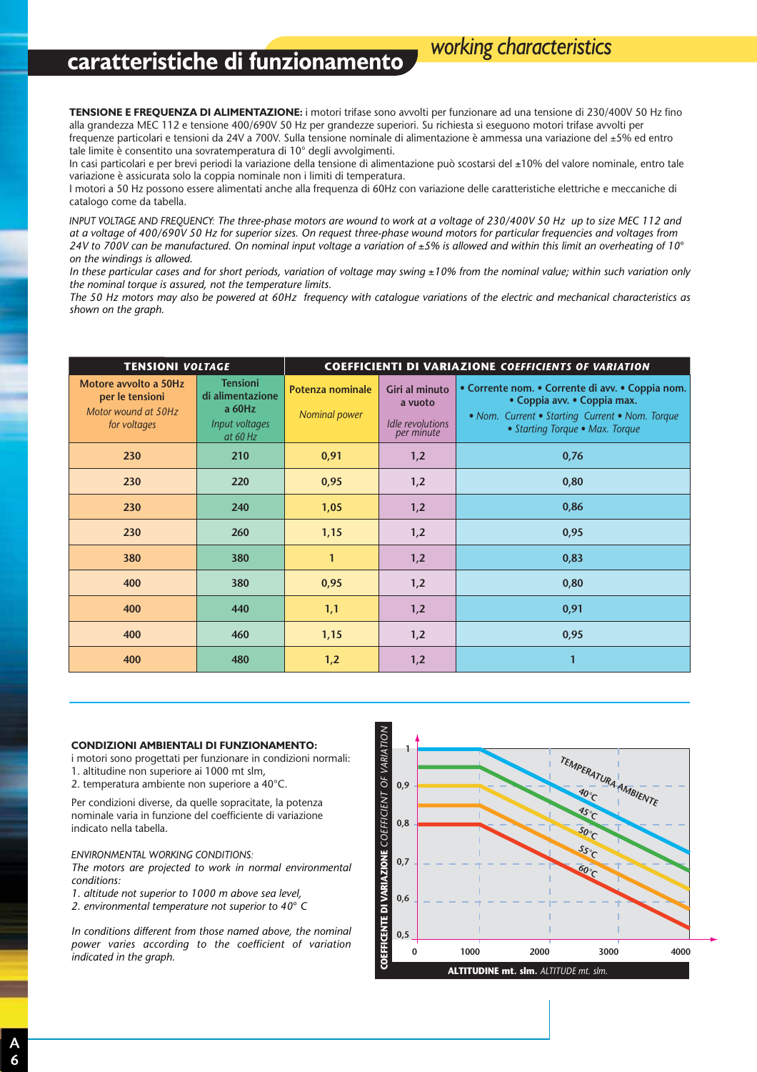# caratteristiche di funzionamento

## *working characteristics*

**TENSIONE E FREQUENZA DI ALIMENTAZIONE:** i motori trifase sono avvolti per funzionare ad una tensione di 230/400V 50 Hz fino alla grandezza MEC 112 e tensione 400/690V 50 Hz per grandezze superiori. Su richiesta si eseguono motori trifase avvolti per frequenze particolari e tensioni da 24V a 700V. Sulla tensione nominale di alimentazione è ammessa una variazione del ±5% ed entro tale limite è consentito una sovratemperatura di 10° degli avvolgimenti.
In casi particolari e per brevi periodi la variazione della tensione di alimentazione può scostarsi del ±10% del valore nominale, entro tale variazione è assicurata solo la coppia nominale non i limiti di temperatura.
I motori a 50 Hz possono essere alimentati anche alla frequenza di 60Hz con variazione delle caratteristiche elettriche e meccaniche di catalogo come da tabella.

*INPUT VOLTAGE AND FREQUENCY: The three-phase motors are wound to work at a voltage of 230/400V 50 Hz up to size MEC 112 and at a voltage of 400/690V 50 Hz for superior sizes. On request three-phase wound motors for particular frequencies and voltages from 24V to 700V can be manufactured. On nominal input voltage a variation of ±5% is allowed and within this limit an overheating of 10° on the windings is allowed.*
*In these particular cases and for short periods, variation of voltage may swing ±10% from the nominal value; within such variation only the nominal torque is assured, not the temperature limits.*
*The 50 Hz motors may also be powered at 60Hz frequency with catalogue variations of the electric and mechanical characteristics as shown on the graph.*

| TENSIONI *VOLTAGE* | | COEFFICIENTI DI VARIAZIONE *COEFFICIENTS OF VARIATION* | | |
|---|---|---|---|---|
| Motore avvolto a 50Hz per le tensioni *Motor wound at 50Hz for voltages* | Tensioni di alimentazione a 60Hz *Input voltages at 60 Hz* | Potenza nominale *Nominal power* | Giri al minuto a vuoto *Idle revolutions per minute* | • Corrente nom. • Corrente di avv. • Coppia nom. • Coppia avv. • Coppia max. *• Nom. Current • Starting Current • Nom. Torque • Starting Torque • Max. Torque* |
| 230 | 210 | 0,91 | 1,2 | 0,76 |
| 230 | 220 | 0,95 | 1,2 | 0,80 |
| 230 | 240 | 1,05 | 1,2 | 0,86 |
| 230 | 260 | 1,15 | 1,2 | 0,95 |
| 380 | 380 | 1 | 1,2 | 0,83 |
| 400 | 380 | 0,95 | 1,2 | 0,80 |
| 400 | 440 | 1,1 | 1,2 | 0,91 |
| 400 | 460 | 1,15 | 1,2 | 0,95 |
| 400 | 480 | 1,2 | 1,2 | 1 |

**CONDIZIONI AMBIENTALI DI FUNZIONAMENTO:**
i motori sono progettati per funzionare in condizioni normali:
1. altitudine non superiore ai 1000 mt slm,
2. temperatura ambiente non superiore a 40°C.

Per condizioni diverse, da quelle sopracitate, la potenza nominale varia in funzione del coefficiente di variazione indicato nella tabella.

*ENVIRONMENTAL WORKING CONDITIONS:*
*The motors are projected to work in normal environmental conditions:*
*1. altitude not superior to 1000 m above sea level,*
*2. environmental temperature not superior to 40° C*

*In conditions different from those named above, the nominal power varies according to the coefficient of variation indicated in the graph.*

COEFFICENTE DI VARIAZIONE *COEFFICIENT OF VARIATION* — TEMPERATURA AMBIENTE: 40°C, 45°C, 50°C, 55°C, 60°C — ALTITUDINE mt. slm. *ALTITUDE mt. slm.* (0, 1000, 2000, 3000, 4000; 0,5 – 1)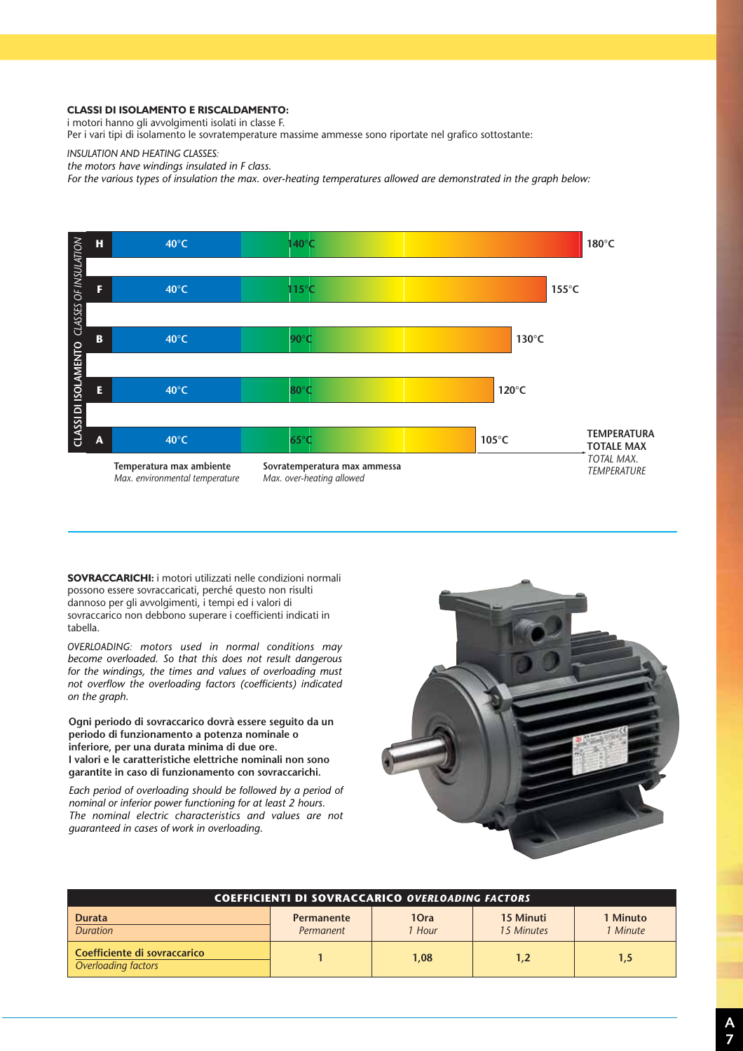**CLASSI DI ISOLAMENTO E RISCALDAMENTO:**
i motori hanno gli avvolgimenti isolati in classe F.
Per i vari tipi di isolamento le sovratemperature massime ammesse sono riportate nel grafico sottostante:

*INSULATION AND HEATING CLASSES:*
*the motors have windings insulated in F class.*
*For the various types of insulation the max. over-heating temperatures allowed are demonstrated in the graph below:*

CLASSI DI ISOLAMENTO *CLASSES OF INSULATION*

H 40°C 140°C 180°C

F 40°C 115°C 155°C

B 40°C 90°C 130°C

E 40°C 80°C 120°C

A 40°C 65°C 105°C

**Temperatura max ambiente** *Max. environmental temperature*

**Sovratemperatura max ammessa** *Max. over-heating allowed*

**TEMPERATURA TOTALE MAX** *TOTAL MAX. TEMPERATURE*

**SOVRACCARICHI:** i motori utilizzati nelle condizioni normali possono essere sovraccaricati, perché questo non risulti dannoso per gli avvolgimenti, i tempi ed i valori di sovraccarico non debbono superare i coefficienti indicati in tabella.

*OVERLOADING: motors used in normal conditions may become overloaded. So that this does not result dangerous for the windings, the times and values of overloading must not overflow the overloading factors (coefficients) indicated on the graph.*

**Ogni periodo di sovraccarico dovrà essere seguito da un periodo di funzionamento a potenza nominale o inferiore, per una durata minima di due ore.**
**I valori e le caratteristiche elettriche nominali non sono garantite in caso di funzionamento con sovraccarichi.**

*Each period of overloading should be followed by a period of nominal or inferior power functioning for at least 2 hours.*
*The nominal electric characteristics and values are not guaranteed in cases of work in overloading.*

**COEFFICIENTI DI SOVRACCARICO** ***OVERLOADING FACTORS***

| **Durata** *Duration* | **Permanente** *Permanent* | **1Ora** *1 Hour* | **15 Minuti** *15 Minutes* | **1 Minuto** *1 Minute* |
|---|---|---|---|---|
| **Coefficiente di sovraccarico** *Overloading factors* | **1** | **1,08** | **1,2** | **1,5** |